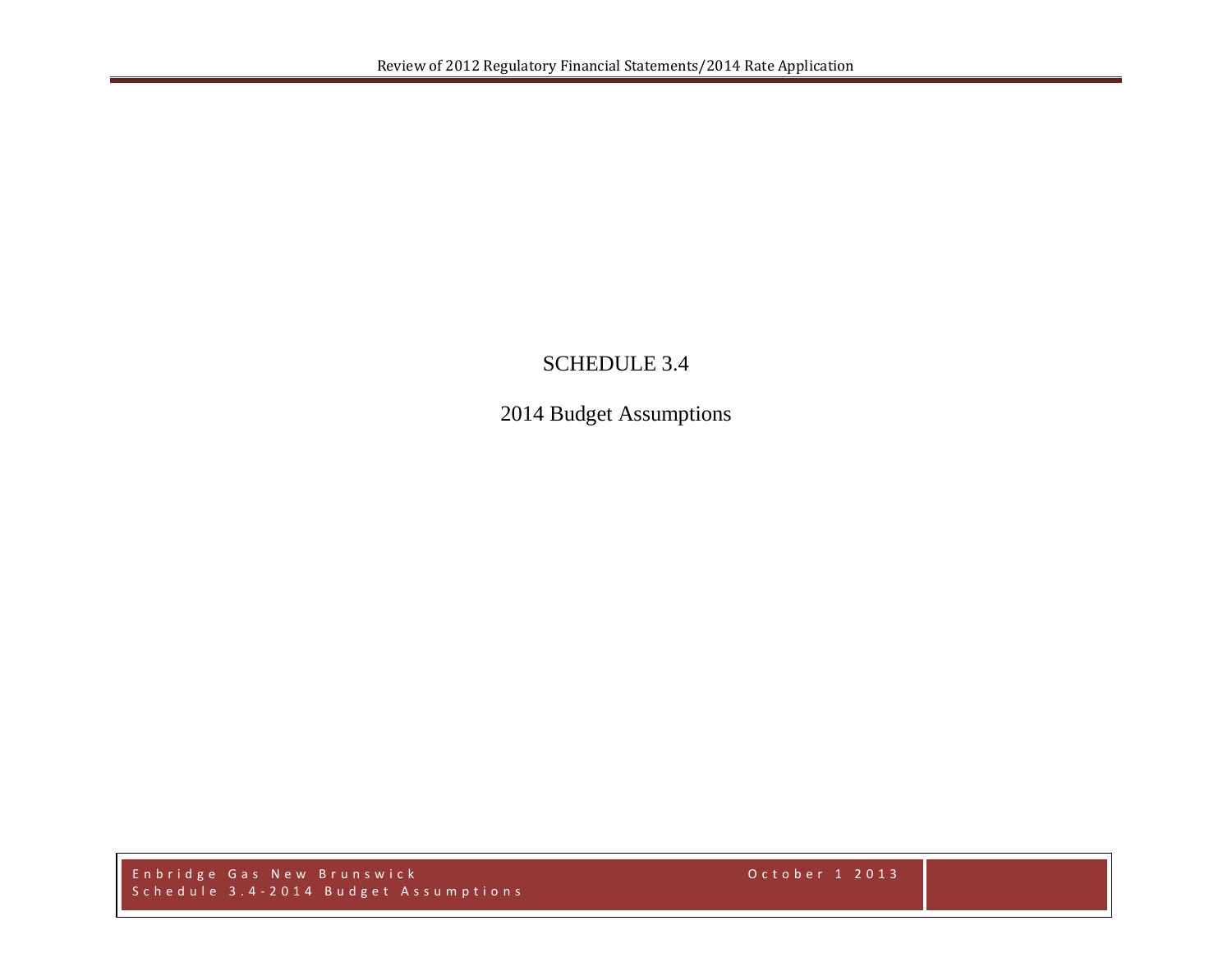# SCHEDULE 3.4

## 2014 Budget Assumptions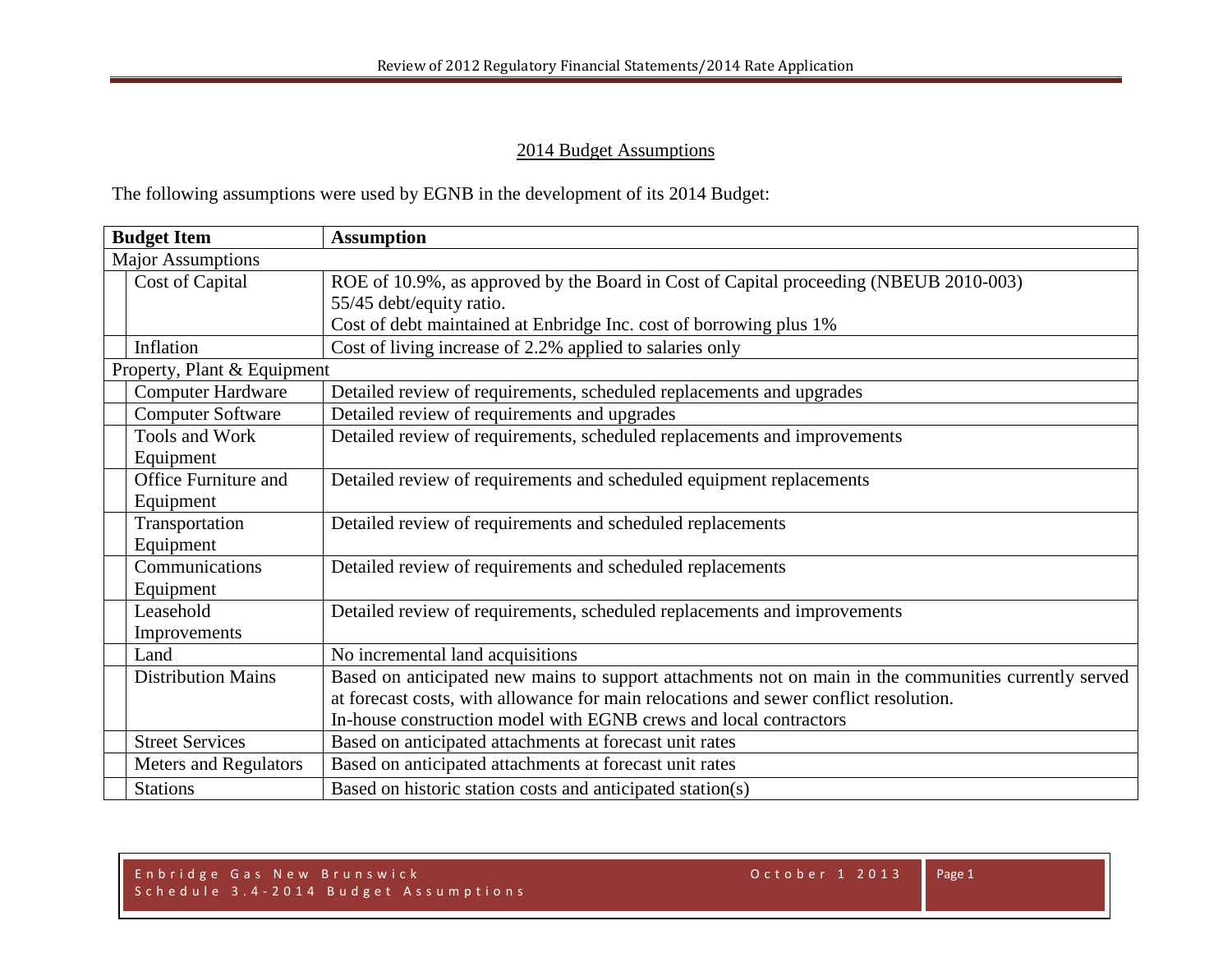## 2014 Budget Assumptions

The following assumptions were used by EGNB in the development of its 2014 Budget:

| Budget Item | Assumption |
|---|---|
| **Major Assumptions** | |
| Cost of Capital | ROE of 10.9%, as approved by the Board in Cost of Capital proceeding (NBEUB 2010-003)<br>55/45 debt/equity ratio.<br>Cost of debt maintained at Enbridge Inc. cost of borrowing plus 1% |
| Inflation | Cost of living increase of 2.2% applied to salaries only |
| **Property, Plant & Equipment** | |
| Computer Hardware | Detailed review of requirements, scheduled replacements and upgrades |
| Computer Software | Detailed review of requirements and upgrades |
| Tools and Work Equipment | Detailed review of requirements, scheduled replacements and improvements |
| Office Furniture and Equipment | Detailed review of requirements and scheduled equipment replacements |
| Transportation Equipment | Detailed review of requirements and scheduled replacements |
| Communications Equipment | Detailed review of requirements and scheduled replacements |
| Leasehold Improvements | Detailed review of requirements, scheduled replacements and improvements |
| Land | No incremental land acquisitions |
| Distribution Mains | Based on anticipated new mains to support attachments not on main in the communities currently served at forecast costs, with allowance for main relocations and sewer conflict resolution.<br>In-house construction model with EGNB crews and local contractors |
| Street Services | Based on anticipated attachments at forecast unit rates |
| Meters and Regulators | Based on anticipated attachments at forecast unit rates |
| Stations | Based on historic station costs and anticipated station(s) |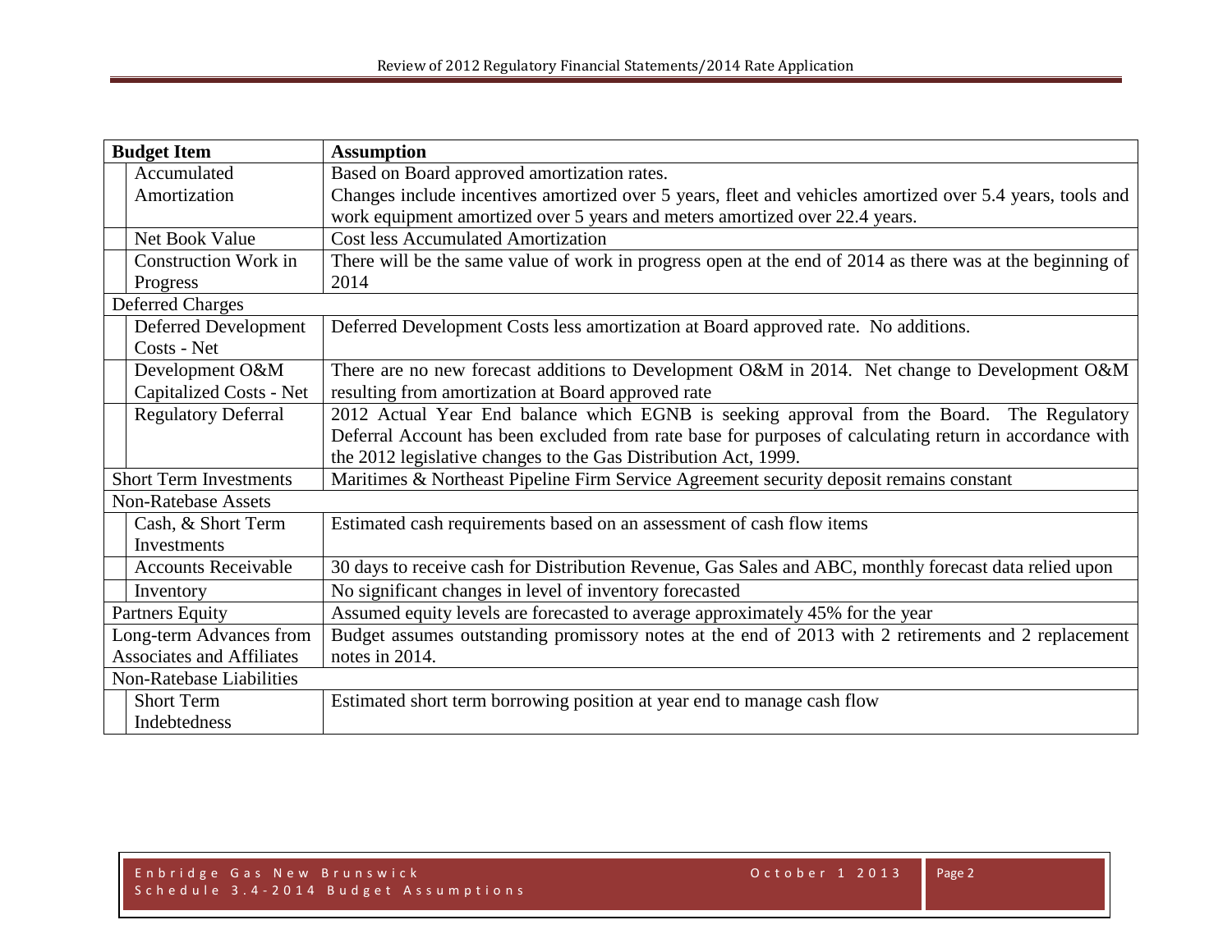| Budget Item | | Assumption |
|---|---|---|
| | Accumulated Amortization | Based on Board approved amortization rates. Changes include incentives amortized over 5 years, fleet and vehicles amortized over 5.4 years, tools and work equipment amortized over 5 years and meters amortized over 22.4 years. |
| | Net Book Value | Cost less Accumulated Amortization |
| | Construction Work in Progress | There will be the same value of work in progress open at the end of 2014 as there was at the beginning of 2014 |
| Deferred Charges | | |
| | Deferred Development Costs - Net | Deferred Development Costs less amortization at Board approved rate. No additions. |
| | Development O&M Capitalized Costs - Net | There are no new forecast additions to Development O&M in 2014. Net change to Development O&M resulting from amortization at Board approved rate |
| | Regulatory Deferral | 2012 Actual Year End balance which EGNB is seeking approval from the Board. The Regulatory Deferral Account has been excluded from rate base for purposes of calculating return in accordance with the 2012 legislative changes to the Gas Distribution Act, 1999. |
| Short Term Investments | | Maritimes & Northeast Pipeline Firm Service Agreement security deposit remains constant |
| Non-Ratebase Assets | | |
| | Cash, & Short Term Investments | Estimated cash requirements based on an assessment of cash flow items |
| | Accounts Receivable | 30 days to receive cash for Distribution Revenue, Gas Sales and ABC, monthly forecast data relied upon |
| | Inventory | No significant changes in level of inventory forecasted |
| Partners Equity | | Assumed equity levels are forecasted to average approximately 45% for the year |
| Long-term Advances from Associates and Affiliates | | Budget assumes outstanding promissory notes at the end of 2013 with 2 retirements and 2 replacement notes in 2014. |
| Non-Ratebase Liabilities | | |
| | Short Term Indebtedness | Estimated short term borrowing position at year end to manage cash flow |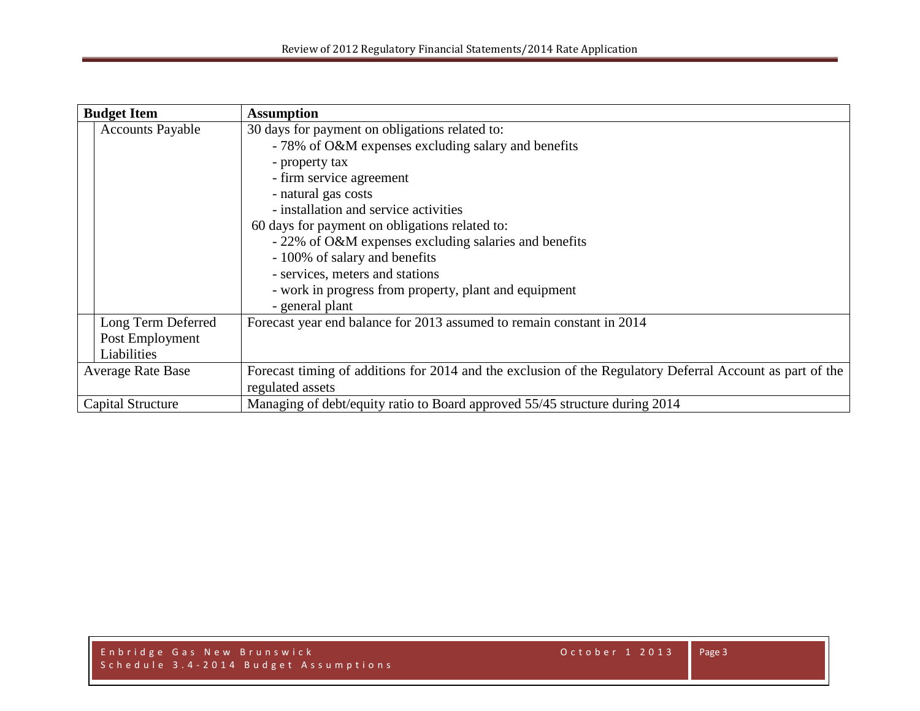| Budget Item | | Assumption |
|---|---|---|
| | Accounts Payable | 30 days for payment on obligations related to:<br>- 78% of O&M expenses excluding salary and benefits<br>- property tax<br>- firm service agreement<br>- natural gas costs<br>- installation and service activities<br>60 days for payment on obligations related to:<br>- 22% of O&M expenses excluding salaries and benefits<br>- 100% of salary and benefits<br>- services, meters and stations<br>- work in progress from property, plant and equipment<br>- general plant |
| | Long Term Deferred Post Employment Liabilities | Forecast year end balance for 2013 assumed to remain constant in 2014 |
| Average Rate Base | | Forecast timing of additions for 2014 and the exclusion of the Regulatory Deferral Account as part of the regulated assets |
| Capital Structure | | Managing of debt/equity ratio to Board approved 55/45 structure during 2014 |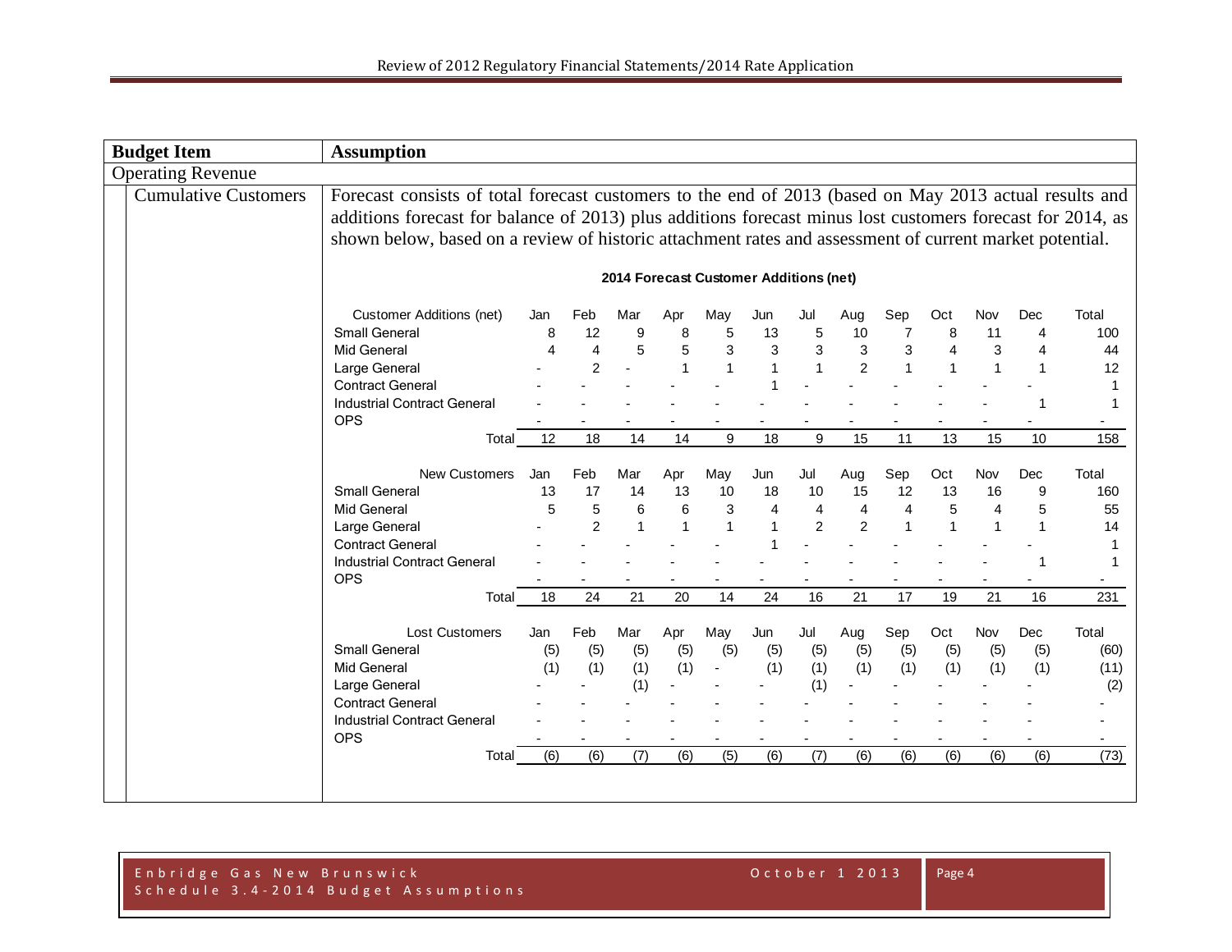| Budget Item | Assumption |
|---|---|
| Operating Revenue | |
| Cumulative Customers | Forecast consists of total forecast customers to the end of 2013 (based on May 2013 actual results and additions forecast for balance of 2013) plus additions forecast minus lost customers forecast for 2014, as shown below, based on a review of historic attachment rates and assessment of current market potential. |

**2014 Forecast Customer Additions (net)**

| Customer Additions (net) | Jan | Feb | Mar | Apr | May | Jun | Jul | Aug | Sep | Oct | Nov | Dec | Total |
|---|---|---|---|---|---|---|---|---|---|---|---|---|---|
| Small General | 8 | 12 | 9 | 8 | 5 | 13 | 5 | 10 | 7 | 8 | 11 | 4 | 100 |
| Mid General | 4 | 4 | 5 | 5 | 3 | 3 | 3 | 3 | 3 | 4 | 3 | 4 | 44 |
| Large General | - | 2 | - | 1 | 1 | 1 | 1 | 2 | 1 | 1 | 1 | 1 | 12 |
| Contract General | - | - | - | - | - | 1 | - | - | - | - | - | - | 1 |
| Industrial Contract General | - | - | - | - | - | - | - | - | - | - | - | 1 | 1 |
| OPS | - | - | - | - | - | - | - | - | - | - | - | - | - |
| Total | 12 | 18 | 14 | 14 | 9 | 18 | 9 | 15 | 11 | 13 | 15 | 10 | 158 |

| New Customers | Jan | Feb | Mar | Apr | May | Jun | Jul | Aug | Sep | Oct | Nov | Dec | Total |
|---|---|---|---|---|---|---|---|---|---|---|---|---|---|
| Small General | 13 | 17 | 14 | 13 | 10 | 18 | 10 | 15 | 12 | 13 | 16 | 9 | 160 |
| Mid General | 5 | 5 | 6 | 6 | 3 | 4 | 4 | 4 | 4 | 5 | 4 | 5 | 55 |
| Large General | - | 2 | 1 | 1 | 1 | 1 | 2 | 2 | 1 | 1 | 1 | 1 | 14 |
| Contract General | - | - | - | - | - | 1 | - | - | - | - | - | - | 1 |
| Industrial Contract General | - | - | - | - | - | - | - | - | - | - | - | 1 | 1 |
| OPS | - | - | - | - | - | - | - | - | - | - | - | - | - |
| Total | 18 | 24 | 21 | 20 | 14 | 24 | 16 | 21 | 17 | 19 | 21 | 16 | 231 |

| Lost Customers | Jan | Feb | Mar | Apr | May | Jun | Jul | Aug | Sep | Oct | Nov | Dec | Total |
|---|---|---|---|---|---|---|---|---|---|---|---|---|---|
| Small General | (5) | (5) | (5) | (5) | (5) | (5) | (5) | (5) | (5) | (5) | (5) | (5) | (60) |
| Mid General | (1) | (1) | (1) | (1) | - | (1) | (1) | (1) | (1) | (1) | (1) | (1) | (11) |
| Large General | - | - | (1) | - | - | - | (1) | - | - | - | - | - | (2) |
| Contract General | - | - | - | - | - | - | - | - | - | - | - | - | - |
| Industrial Contract General | - | - | - | - | - | - | - | - | - | - | - | - | - |
| OPS | - | - | - | - | - | - | - | - | - | - | - | - | - |
| Total | (6) | (6) | (7) | (6) | (5) | (6) | (7) | (6) | (6) | (6) | (6) | (6) | (73) |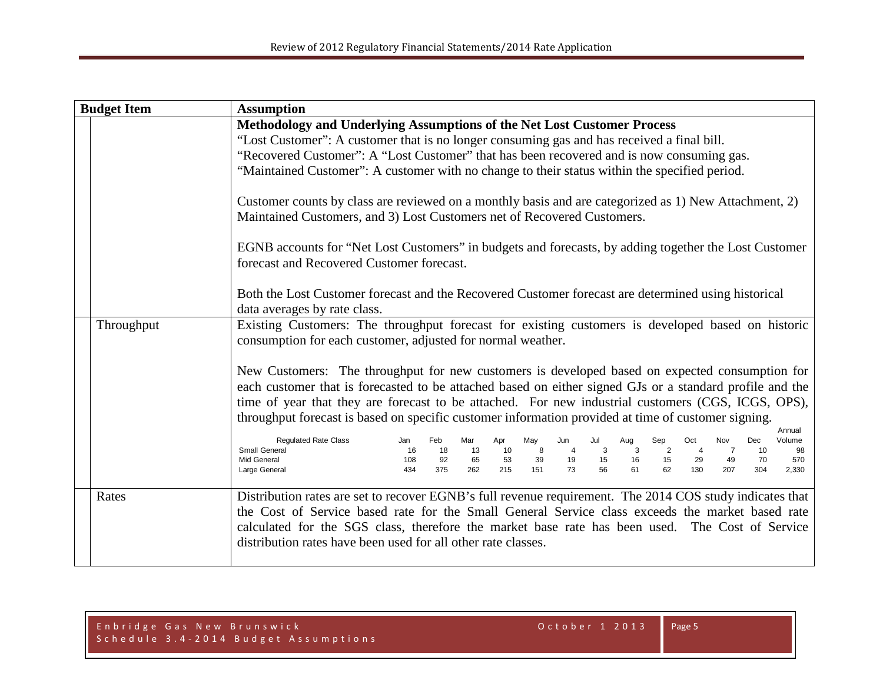| Budget Item | Assumption |
|---|---|
| | **Methodology and Underlying Assumptions of the Net Lost Customer Process**<br>"Lost Customer": A customer that is no longer consuming gas and has received a final bill.<br>"Recovered Customer": A "Lost Customer" that has been recovered and is now consuming gas.<br>"Maintained Customer": A customer with no change to their status within the specified period.<br><br>Customer counts by class are reviewed on a monthly basis and are categorized as 1) New Attachment, 2) Maintained Customers, and 3) Lost Customers net of Recovered Customers.<br><br>EGNB accounts for "Net Lost Customers" in budgets and forecasts, by adding together the Lost Customer forecast and Recovered Customer forecast.<br><br>Both the Lost Customer forecast and the Recovered Customer forecast are determined using historical data averages by rate class. |
| Throughput | Existing Customers: The throughput forecast for existing customers is developed based on historic consumption for each customer, adjusted for normal weather.<br><br>New Customers: The throughput for new customers is developed based on expected consumption for each customer that is forecasted to be attached based on either signed GJs or a standard profile and the time of year that they are forecast to be attached. For new industrial customers (CGS, ICGS, OPS), throughput forecast is based on specific customer information provided at time of customer signing. |
| Rates | Distribution rates are set to recover EGNB's full revenue requirement. The 2014 COS study indicates that the Cost of Service based rate for the Small General Service class exceeds the market based rate calculated for the SGS class, therefore the market base rate has been used. The Cost of Service distribution rates have been used for all other rate classes. |

| Regulated Rate Class | Jan | Feb | Mar | Apr | May | Jun | Jul | Aug | Sep | Oct | Nov | Dec | Annual Volume |
|---|---|---|---|---|---|---|---|---|---|---|---|---|---|
| Small General | 16 | 18 | 13 | 10 | 8 | 4 | 3 | 3 | 2 | 4 | 7 | 10 | 98 |
| Mid General | 108 | 92 | 65 | 53 | 39 | 19 | 15 | 16 | 15 | 29 | 49 | 70 | 570 |
| Large General | 434 | 375 | 262 | 215 | 151 | 73 | 56 | 61 | 62 | 130 | 207 | 304 | 2,330 |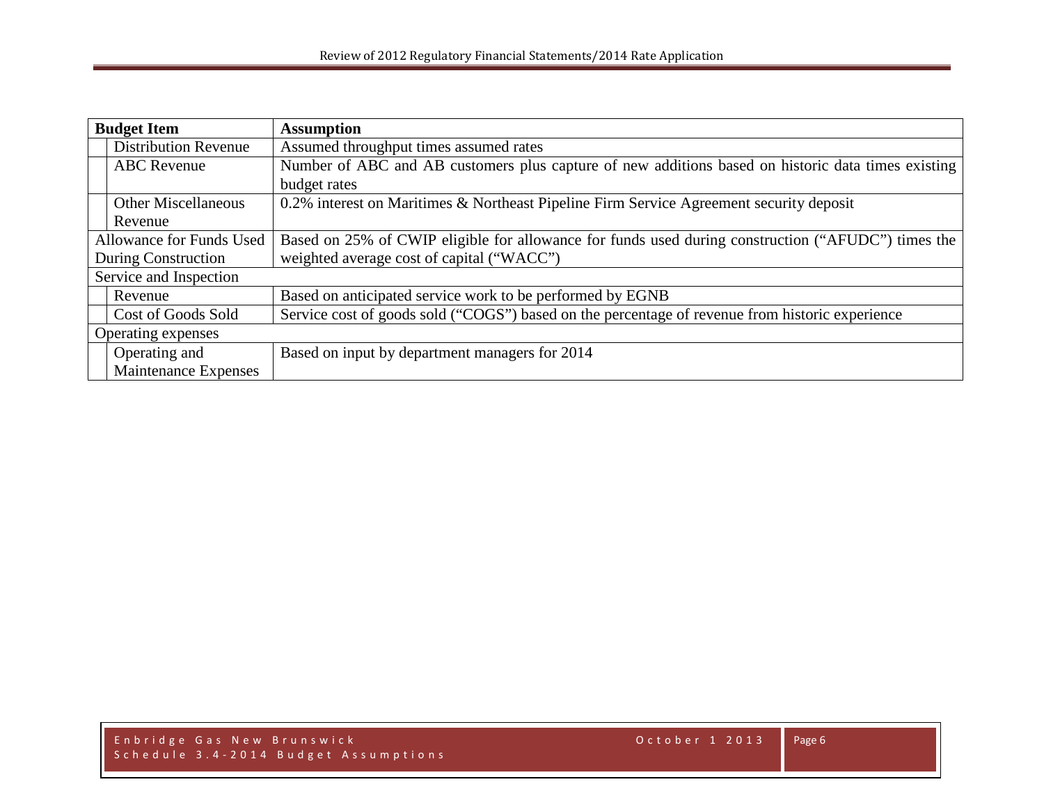| Budget Item | | Assumption |
|---|---|---|
| | Distribution Revenue | Assumed throughput times assumed rates |
| | ABC Revenue | Number of ABC and AB customers plus capture of new additions based on historic data times existing budget rates |
| | Other Miscellaneous Revenue | 0.2% interest on Maritimes & Northeast Pipeline Firm Service Agreement security deposit |
| Allowance for Funds Used During Construction | | Based on 25% of CWIP eligible for allowance for funds used during construction ("AFUDC") times the weighted average cost of capital ("WACC") |
| Service and Inspection | | |
| | Revenue | Based on anticipated service work to be performed by EGNB |
| | Cost of Goods Sold | Service cost of goods sold ("COGS") based on the percentage of revenue from historic experience |
| Operating expenses | | |
| | Operating and Maintenance Expenses | Based on input by department managers for 2014 |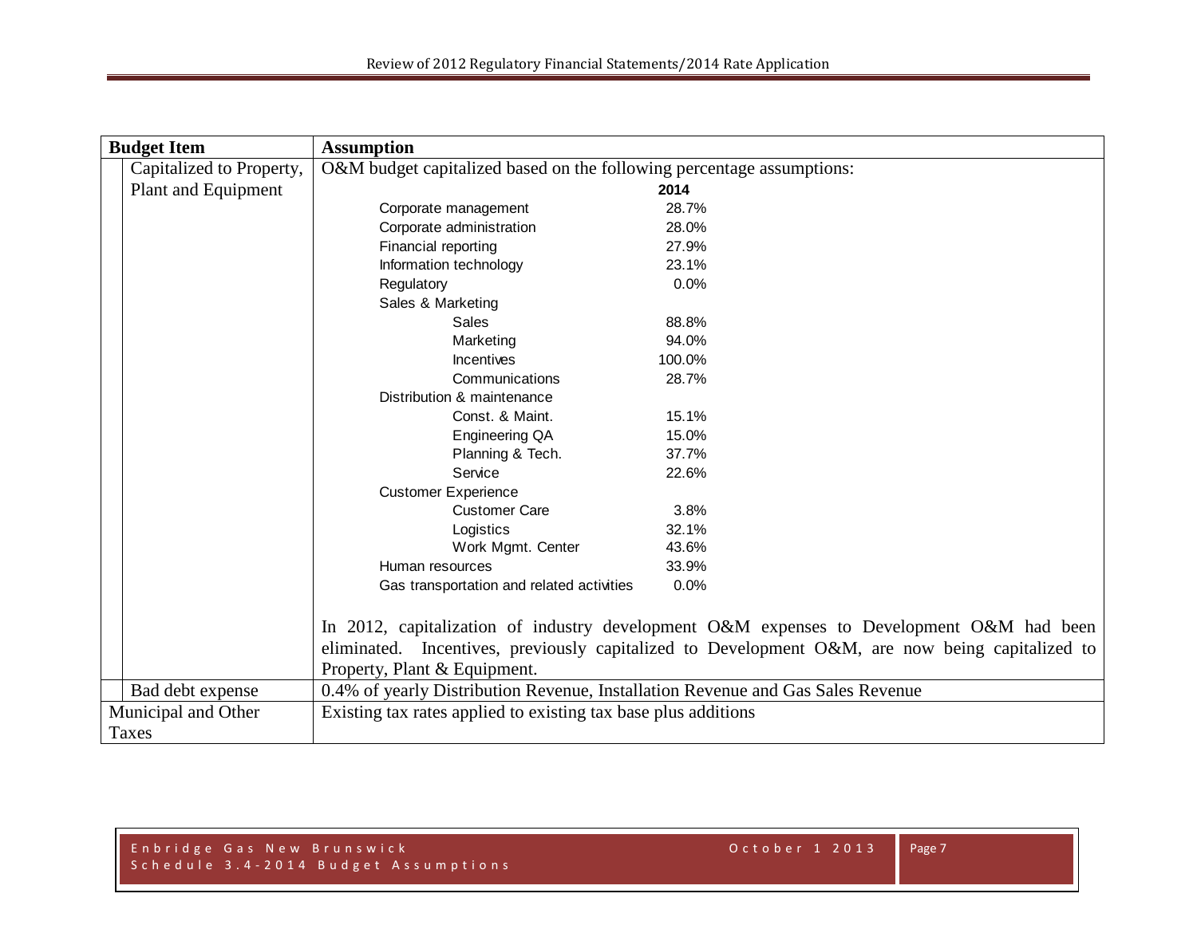| Budget Item | Assumption |
|---|---|
| Capitalized to Property, Plant and Equipment | O&M budget capitalized based on the following percentage assumptions: |

| | 2014 |
|---|---|
| Corporate management | 28.7% |
| Corporate administration | 28.0% |
| Financial reporting | 27.9% |
| Information technology | 23.1% |
| Regulatory | 0.0% |
| Sales & Marketing | |
| Sales | 88.8% |
| Marketing | 94.0% |
| Incentives | 100.0% |
| Communications | 28.7% |
| Distribution & maintenance | |
| Const. & Maint. | 15.1% |
| Engineering QA | 15.0% |
| Planning & Tech. | 37.7% |
| Service | 22.6% |
| Customer Experience | |
| Customer Care | 3.8% |
| Logistics | 32.1% |
| Work Mgmt. Center | 43.6% |
| Human resources | 33.9% |
| Gas transportation and related activities | 0.0% |

In 2012, capitalization of industry development O&M expenses to Development O&M had been eliminated. Incentives, previously capitalized to Development O&M, are now being capitalized to Property, Plant & Equipment.

| Budget Item | Assumption |
|---|---|
| Bad debt expense | 0.4% of yearly Distribution Revenue, Installation Revenue and Gas Sales Revenue |
| Municipal and Other Taxes | Existing tax rates applied to existing tax base plus additions |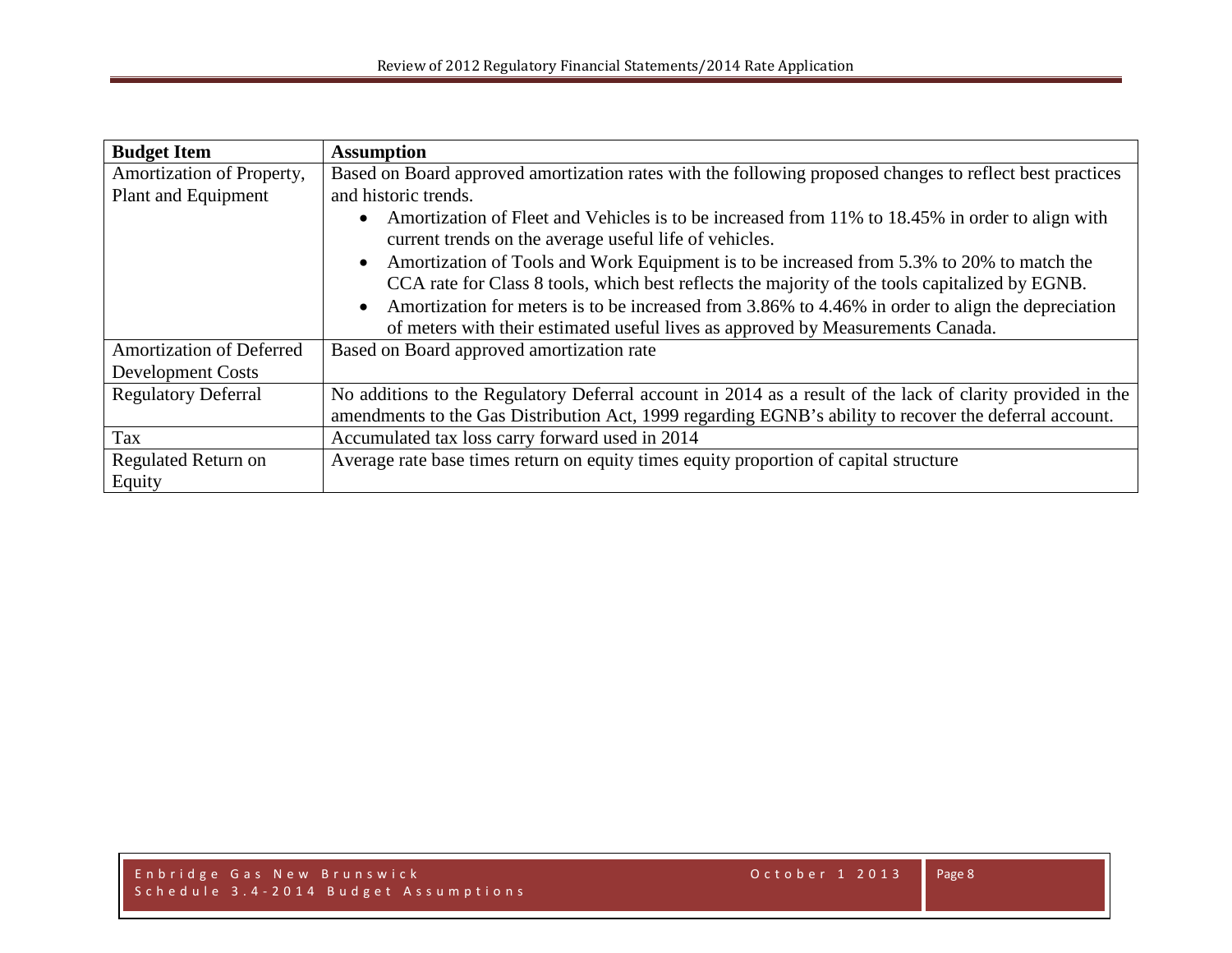| Budget Item | Assumption |
|---|---|
| Amortization of Property, Plant and Equipment | Based on Board approved amortization rates with the following proposed changes to reflect best practices and historic trends.<br>• Amortization of Fleet and Vehicles is to be increased from 11% to 18.45% in order to align with current trends on the average useful life of vehicles.<br>• Amortization of Tools and Work Equipment is to be increased from 5.3% to 20% to match the CCA rate for Class 8 tools, which best reflects the majority of the tools capitalized by EGNB.<br>• Amortization for meters is to be increased from 3.86% to 4.46% in order to align the depreciation of meters with their estimated useful lives as approved by Measurements Canada. |
| Amortization of Deferred Development Costs | Based on Board approved amortization rate |
| Regulatory Deferral | No additions to the Regulatory Deferral account in 2014 as a result of the lack of clarity provided in the amendments to the Gas Distribution Act, 1999 regarding EGNB's ability to recover the deferral account. |
| Tax | Accumulated tax loss carry forward used in 2014 |
| Regulated Return on Equity | Average rate base times return on equity times equity proportion of capital structure |